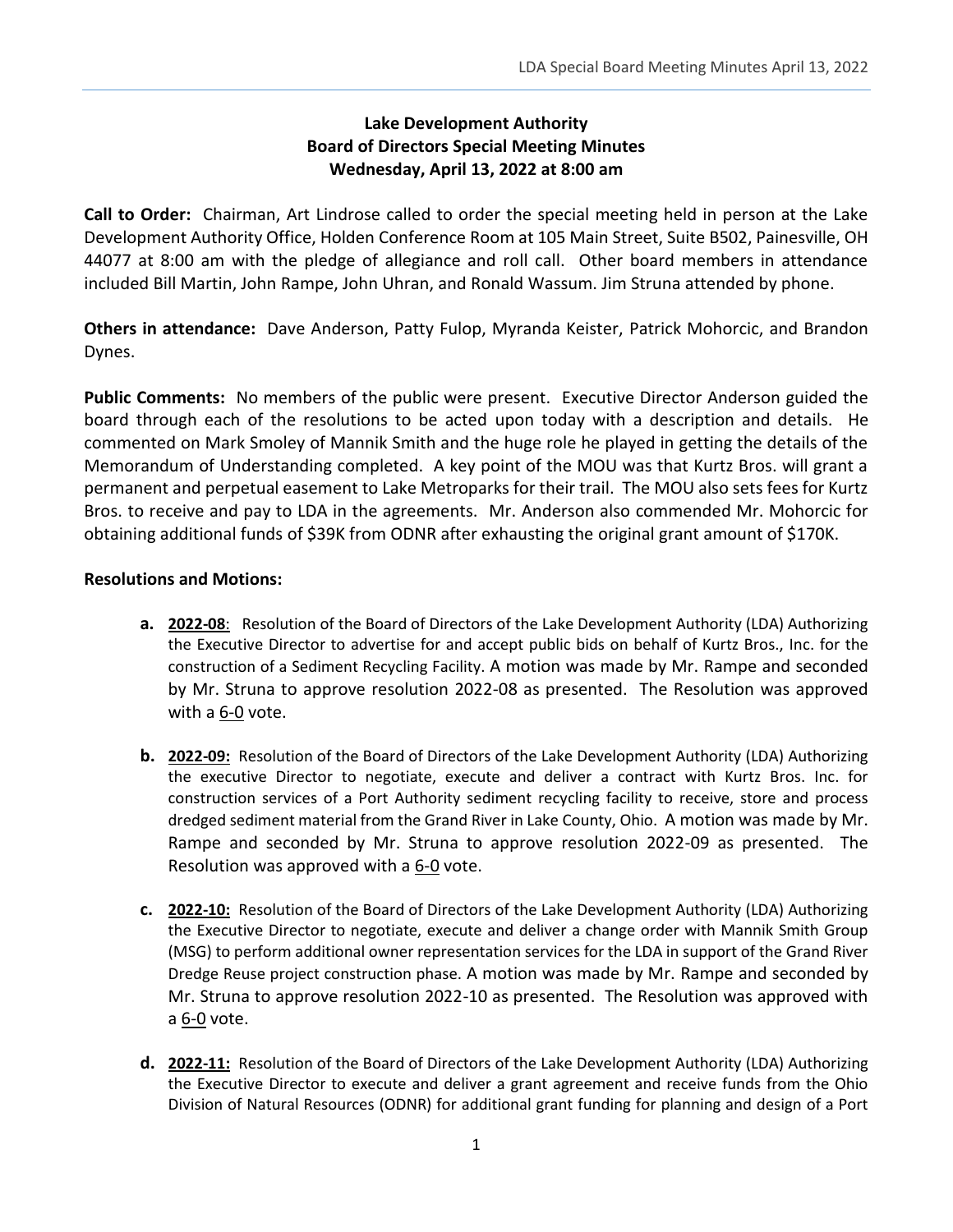# Lake Development Authority
## Board of Directors Special Meeting Minutes
### Wednesday, April 13, 2022 at 8:00 am

**Call to Order:** Chairman, Art Lindrose called to order the special meeting held in person at the Lake Development Authority Office, Holden Conference Room at 105 Main Street, Suite B502, Painesville, OH 44077 at 8:00 am with the pledge of allegiance and roll call. Other board members in attendance included Bill Martin, John Rampe, John Uhran, and Ronald Wassum. Jim Struna attended by phone.

**Others in attendance:** Dave Anderson, Patty Fulop, Myranda Keister, Patrick Mohorcic, and Brandon Dynes.

**Public Comments:** No members of the public were present. Executive Director Anderson guided the board through each of the resolutions to be acted upon today with a description and details. He commented on Mark Smoley of Mannik Smith and the huge role he played in getting the details of the Memorandum of Understanding completed. A key point of the MOU was that Kurtz Bros. will grant a permanent and perpetual easement to Lake Metroparks for their trail. The MOU also sets fees for Kurtz Bros. to receive and pay to LDA in the agreements. Mr. Anderson also commended Mr. Mohorcic for obtaining additional funds of $39K from ODNR after exhausting the original grant amount of $170K.

**Resolutions and Motions:**

a. **2022-08**: Resolution of the Board of Directors of the Lake Development Authority (LDA) Authorizing the Executive Director to advertise for and accept public bids on behalf of Kurtz Bros., Inc. for the construction of a Sediment Recycling Facility. A motion was made by Mr. Rampe and seconded by Mr. Struna to approve resolution 2022-08 as presented. The Resolution was approved with a 6-0 vote.

b. **2022-09:** Resolution of the Board of Directors of the Lake Development Authority (LDA) Authorizing the executive Director to negotiate, execute and deliver a contract with Kurtz Bros. Inc. for construction services of a Port Authority sediment recycling facility to receive, store and process dredged sediment material from the Grand River in Lake County, Ohio. A motion was made by Mr. Rampe and seconded by Mr. Struna to approve resolution 2022-09 as presented. The Resolution was approved with a 6-0 vote.

c. **2022-10:** Resolution of the Board of Directors of the Lake Development Authority (LDA) Authorizing the Executive Director to negotiate, execute and deliver a change order with Mannik Smith Group (MSG) to perform additional owner representation services for the LDA in support of the Grand River Dredge Reuse project construction phase. A motion was made by Mr. Rampe and seconded by Mr. Struna to approve resolution 2022-10 as presented. The Resolution was approved with a 6-0 vote.

d. **2022-11:** Resolution of the Board of Directors of the Lake Development Authority (LDA) Authorizing the Executive Director to execute and deliver a grant agreement and receive funds from the Ohio Division of Natural Resources (ODNR) for additional grant funding for planning and design of a Port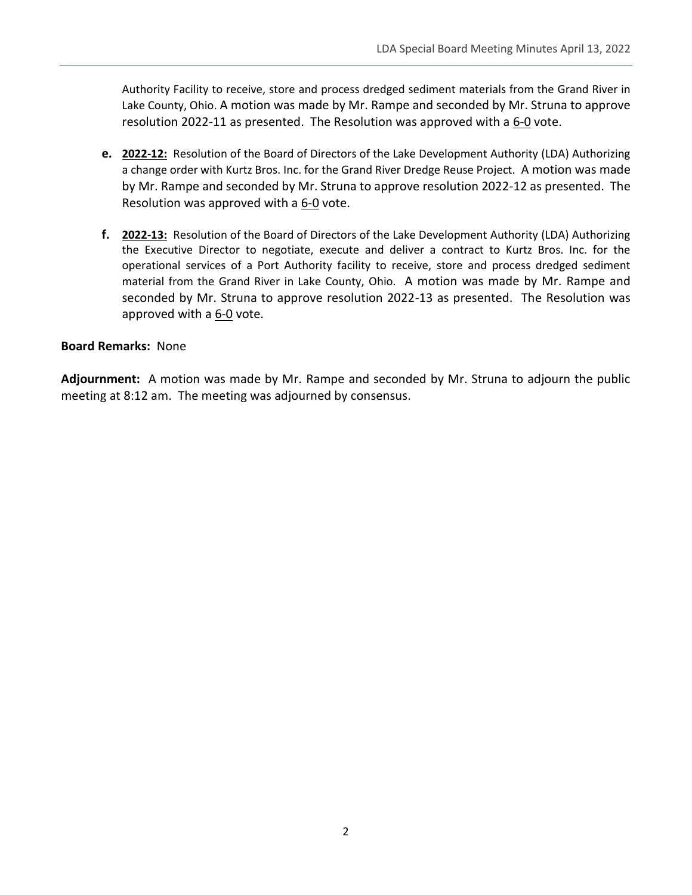Authority Facility to receive, store and process dredged sediment materials from the Grand River in Lake County, Ohio. A motion was made by Mr. Rampe and seconded by Mr. Struna to approve resolution 2022-11 as presented. The Resolution was approved with a 6-0 vote.

**e.** **2022-12:** Resolution of the Board of Directors of the Lake Development Authority (LDA) Authorizing a change order with Kurtz Bros. Inc. for the Grand River Dredge Reuse Project. A motion was made by Mr. Rampe and seconded by Mr. Struna to approve resolution 2022-12 as presented. The Resolution was approved with a 6-0 vote.

**f.** **2022-13:** Resolution of the Board of Directors of the Lake Development Authority (LDA) Authorizing the Executive Director to negotiate, execute and deliver a contract to Kurtz Bros. Inc. for the operational services of a Port Authority facility to receive, store and process dredged sediment material from the Grand River in Lake County, Ohio. A motion was made by Mr. Rampe and seconded by Mr. Struna to approve resolution 2022-13 as presented. The Resolution was approved with a 6-0 vote.

**Board Remarks:** None

**Adjournment:** A motion was made by Mr. Rampe and seconded by Mr. Struna to adjourn the public meeting at 8:12 am. The meeting was adjourned by consensus.